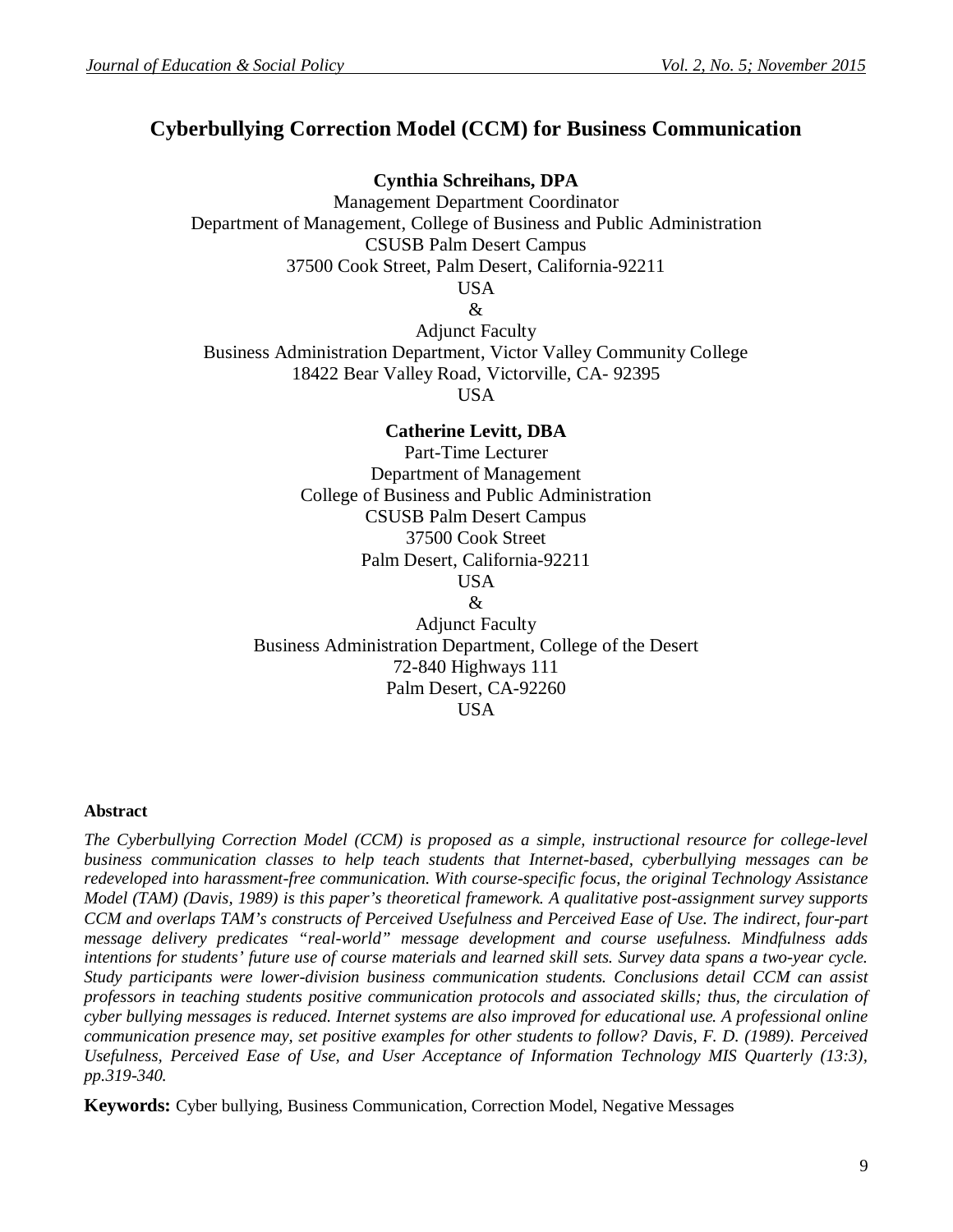# Cyberbullying Correction Model (CCM) for Business Communication

**Cynthia Schreihans, DPA**
Management Department Coordinator
Department of Management, College of Business and Public Administration
CSUSB Palm Desert Campus
37500 Cook Street, Palm Desert, California-92211
USA
&
Adjunct Faculty
Business Administration Department, Victor Valley Community College
18422 Bear Valley Road, Victorville, CA- 92395
USA

**Catherine Levitt, DBA**
Part-Time Lecturer
Department of Management
College of Business and Public Administration
CSUSB Palm Desert Campus
37500 Cook Street
Palm Desert, California-92211
USA
&
Adjunct Faculty
Business Administration Department, College of the Desert
72-840 Highways 111
Palm Desert, CA-92260
USA

**Abstract**

*The Cyberbullying Correction Model (CCM) is proposed as a simple, instructional resource for college-level business communication classes to help teach students that Internet-based, cyberbullying messages can be redeveloped into harassment-free communication. With course-specific focus, the original Technology Assistance Model (TAM) (Davis, 1989) is this paper's theoretical framework. A qualitative post-assignment survey supports CCM and overlaps TAM's constructs of Perceived Usefulness and Perceived Ease of Use. The indirect, four-part message delivery predicates "real-world" message development and course usefulness. Mindfulness adds intentions for students' future use of course materials and learned skill sets. Survey data spans a two-year cycle. Study participants were lower-division business communication students. Conclusions detail CCM can assist professors in teaching students positive communication protocols and associated skills; thus, the circulation of cyber bullying messages is reduced. Internet systems are also improved for educational use. A professional online communication presence may, set positive examples for other students to follow? Davis, F. D. (1989). Perceived Usefulness, Perceived Ease of Use, and User Acceptance of Information Technology MIS Quarterly (13:3), pp.319-340.*

**Keywords:** Cyber bullying, Business Communication, Correction Model, Negative Messages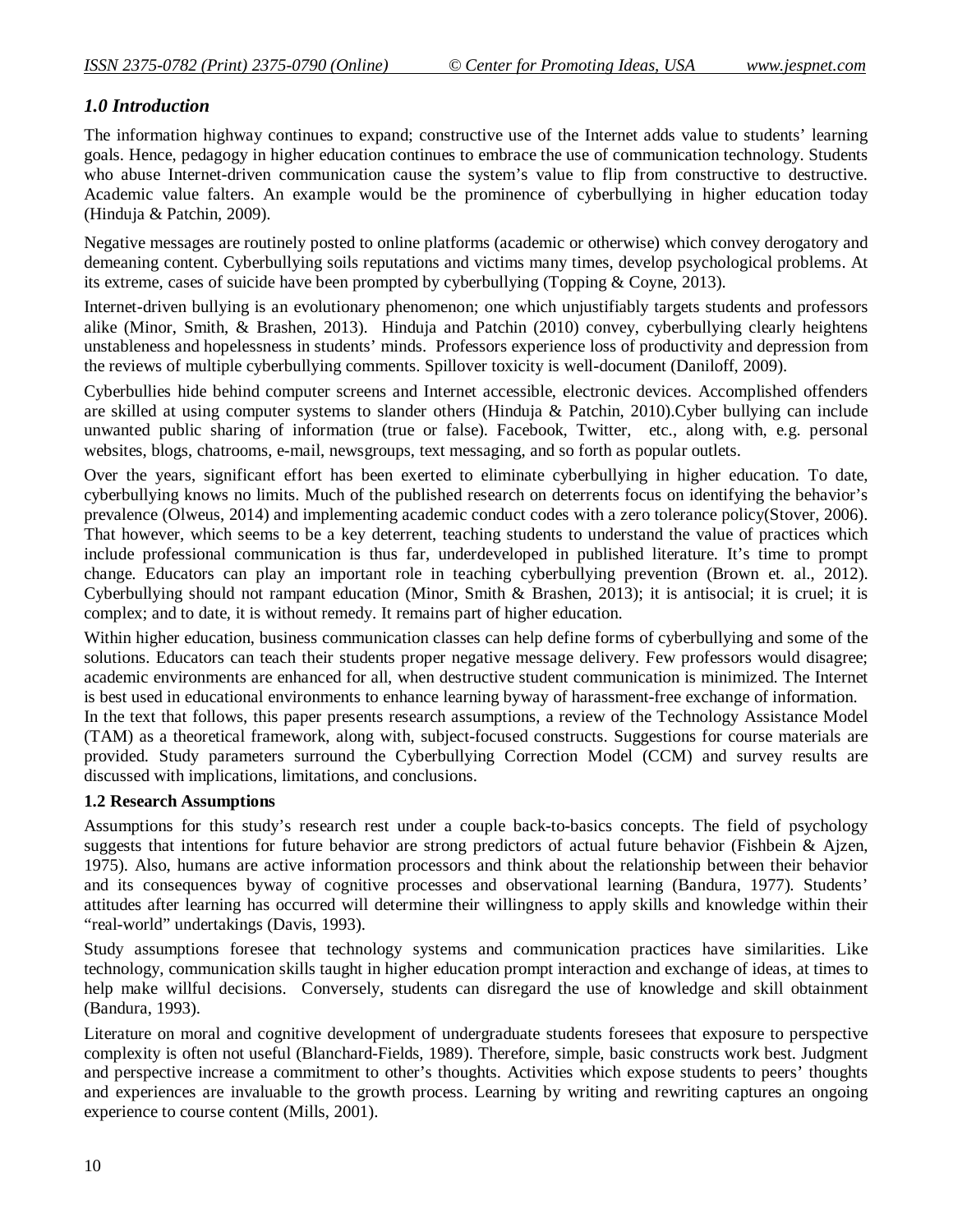### *1.0 Introduction*

The information highway continues to expand; constructive use of the Internet adds value to students' learning goals. Hence, pedagogy in higher education continues to embrace the use of communication technology. Students who abuse Internet-driven communication cause the system's value to flip from constructive to destructive. Academic value falters. An example would be the prominence of cyberbullying in higher education today (Hinduja & Patchin, 2009).

Negative messages are routinely posted to online platforms (academic or otherwise) which convey derogatory and demeaning content. Cyberbullying soils reputations and victims many times, develop psychological problems. At its extreme, cases of suicide have been prompted by cyberbullying (Topping & Coyne, 2013).

Internet-driven bullying is an evolutionary phenomenon; one which unjustifiably targets students and professors alike (Minor, Smith, & Brashen, 2013). Hinduja and Patchin (2010) convey, cyberbullying clearly heightens unstableness and hopelessness in students' minds. Professors experience loss of productivity and depression from the reviews of multiple cyberbullying comments. Spillover toxicity is well-document (Daniloff, 2009).

Cyberbullies hide behind computer screens and Internet accessible, electronic devices. Accomplished offenders are skilled at using computer systems to slander others (Hinduja & Patchin, 2010).Cyber bullying can include unwanted public sharing of information (true or false). Facebook, Twitter, etc., along with, e.g. personal websites, blogs, chatrooms, e-mail, newsgroups, text messaging, and so forth as popular outlets.

Over the years, significant effort has been exerted to eliminate cyberbullying in higher education. To date, cyberbullying knows no limits. Much of the published research on deterrents focus on identifying the behavior's prevalence (Olweus, 2014) and implementing academic conduct codes with a zero tolerance policy(Stover, 2006). That however, which seems to be a key deterrent, teaching students to understand the value of practices which include professional communication is thus far, underdeveloped in published literature. It's time to prompt change. Educators can play an important role in teaching cyberbullying prevention (Brown et. al., 2012). Cyberbullying should not rampant education (Minor, Smith & Brashen, 2013); it is antisocial; it is cruel; it is complex; and to date, it is without remedy. It remains part of higher education.

Within higher education, business communication classes can help define forms of cyberbullying and some of the solutions. Educators can teach their students proper negative message delivery. Few professors would disagree; academic environments are enhanced for all, when destructive student communication is minimized. The Internet is best used in educational environments to enhance learning byway of harassment-free exchange of information.

In the text that follows, this paper presents research assumptions, a review of the Technology Assistance Model (TAM) as a theoretical framework, along with, subject-focused constructs. Suggestions for course materials are provided. Study parameters surround the Cyberbullying Correction Model (CCM) and survey results are discussed with implications, limitations, and conclusions.

### 1.2 Research Assumptions

Assumptions for this study's research rest under a couple back-to-basics concepts. The field of psychology suggests that intentions for future behavior are strong predictors of actual future behavior (Fishbein & Ajzen, 1975). Also, humans are active information processors and think about the relationship between their behavior and its consequences byway of cognitive processes and observational learning (Bandura, 1977). Students' attitudes after learning has occurred will determine their willingness to apply skills and knowledge within their "real-world" undertakings (Davis, 1993).

Study assumptions foresee that technology systems and communication practices have similarities. Like technology, communication skills taught in higher education prompt interaction and exchange of ideas, at times to help make willful decisions. Conversely, students can disregard the use of knowledge and skill obtainment (Bandura, 1993).

Literature on moral and cognitive development of undergraduate students foresees that exposure to perspective complexity is often not useful (Blanchard-Fields, 1989). Therefore, simple, basic constructs work best. Judgment and perspective increase a commitment to other's thoughts. Activities which expose students to peers' thoughts and experiences are invaluable to the growth process. Learning by writing and rewriting captures an ongoing experience to course content (Mills, 2001).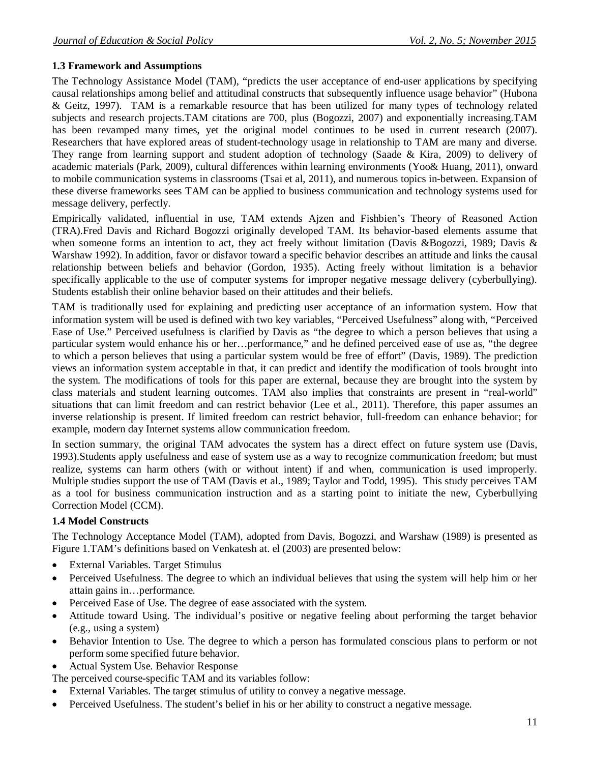### 1.3 Framework and Assumptions

The Technology Assistance Model (TAM), "predicts the user acceptance of end-user applications by specifying causal relationships among belief and attitudinal constructs that subsequently influence usage behavior" (Hubona & Geitz, 1997). TAM is a remarkable resource that has been utilized for many types of technology related subjects and research projects.TAM citations are 700, plus (Bogozzi, 2007) and exponentially increasing.TAM has been revamped many times, yet the original model continues to be used in current research (2007). Researchers that have explored areas of student-technology usage in relationship to TAM are many and diverse. They range from learning support and student adoption of technology (Saade & Kira, 2009) to delivery of academic materials (Park, 2009), cultural differences within learning environments (Yoo& Huang, 2011), onward to mobile communication systems in classrooms (Tsai et al, 2011), and numerous topics in-between. Expansion of these diverse frameworks sees TAM can be applied to business communication and technology systems used for message delivery, perfectly.

Empirically validated, influential in use, TAM extends Ajzen and Fishbien's Theory of Reasoned Action (TRA).Fred Davis and Richard Bogozzi originally developed TAM. Its behavior-based elements assume that when someone forms an intention to act, they act freely without limitation (Davis &Bogozzi, 1989; Davis & Warshaw 1992). In addition, favor or disfavor toward a specific behavior describes an attitude and links the causal relationship between beliefs and behavior (Gordon, 1935). Acting freely without limitation is a behavior specifically applicable to the use of computer systems for improper negative message delivery (cyberbullying). Students establish their online behavior based on their attitudes and their beliefs.

TAM is traditionally used for explaining and predicting user acceptance of an information system. How that information system will be used is defined with two key variables, "Perceived Usefulness" along with, "Perceived Ease of Use." Perceived usefulness is clarified by Davis as "the degree to which a person believes that using a particular system would enhance his or her…performance," and he defined perceived ease of use as, "the degree to which a person believes that using a particular system would be free of effort" (Davis, 1989). The prediction views an information system acceptable in that, it can predict and identify the modification of tools brought into the system. The modifications of tools for this paper are external, because they are brought into the system by class materials and student learning outcomes. TAM also implies that constraints are present in "real-world" situations that can limit freedom and can restrict behavior (Lee et al., 2011). Therefore, this paper assumes an inverse relationship is present. If limited freedom can restrict behavior, full-freedom can enhance behavior; for example, modern day Internet systems allow communication freedom.

In section summary, the original TAM advocates the system has a direct effect on future system use (Davis, 1993).Students apply usefulness and ease of system use as a way to recognize communication freedom; but must realize, systems can harm others (with or without intent) if and when, communication is used improperly. Multiple studies support the use of TAM (Davis et al., 1989; Taylor and Todd, 1995). This study perceives TAM as a tool for business communication instruction and as a starting point to initiate the new, Cyberbullying Correction Model (CCM).

### 1.4 Model Constructs

The Technology Acceptance Model (TAM), adopted from Davis, Bogozzi, and Warshaw (1989) is presented as Figure 1.TAM's definitions based on Venkatesh at. el (2003) are presented below:

- External Variables. Target Stimulus
- Perceived Usefulness. The degree to which an individual believes that using the system will help him or her attain gains in…performance.
- Perceived Ease of Use. The degree of ease associated with the system.
- Attitude toward Using. The individual's positive or negative feeling about performing the target behavior (e.g., using a system)
- Behavior Intention to Use. The degree to which a person has formulated conscious plans to perform or not perform some specified future behavior.
- Actual System Use. Behavior Response

The perceived course-specific TAM and its variables follow:

- External Variables. The target stimulus of utility to convey a negative message.
- Perceived Usefulness. The student's belief in his or her ability to construct a negative message.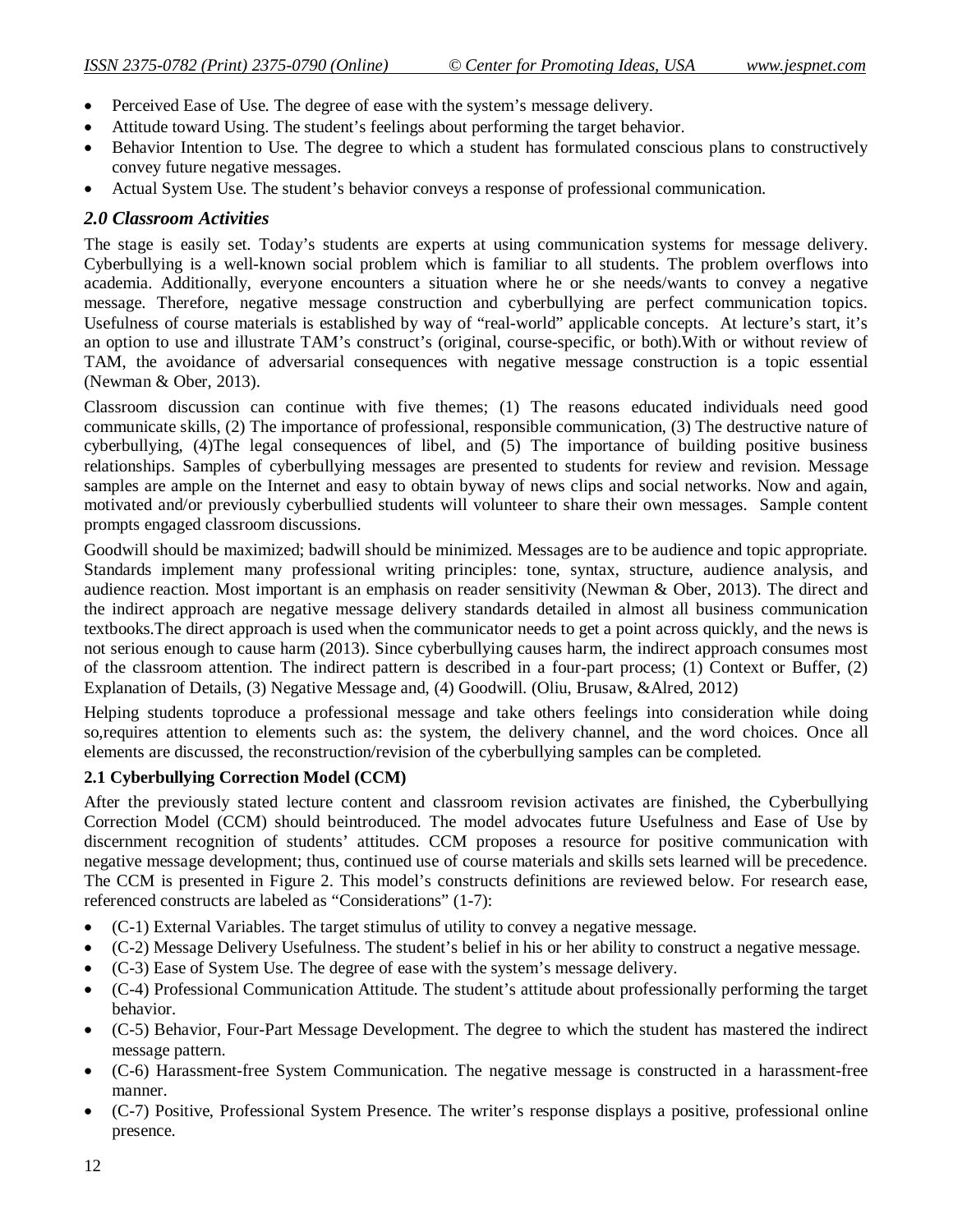- Perceived Ease of Use. The degree of ease with the system's message delivery.
- Attitude toward Using. The student's feelings about performing the target behavior.
- Behavior Intention to Use. The degree to which a student has formulated conscious plans to constructively convey future negative messages.
- Actual System Use. The student's behavior conveys a response of professional communication.

## *2.0 Classroom Activities*

The stage is easily set. Today's students are experts at using communication systems for message delivery. Cyberbullying is a well-known social problem which is familiar to all students. The problem overflows into academia. Additionally, everyone encounters a situation where he or she needs/wants to convey a negative message. Therefore, negative message construction and cyberbullying are perfect communication topics. Usefulness of course materials is established by way of "real-world" applicable concepts. At lecture's start, it's an option to use and illustrate TAM's construct's (original, course-specific, or both).With or without review of TAM, the avoidance of adversarial consequences with negative message construction is a topic essential (Newman & Ober, 2013).

Classroom discussion can continue with five themes; (1) The reasons educated individuals need good communicate skills, (2) The importance of professional, responsible communication, (3) The destructive nature of cyberbullying, (4)The legal consequences of libel, and (5) The importance of building positive business relationships. Samples of cyberbullying messages are presented to students for review and revision. Message samples are ample on the Internet and easy to obtain byway of news clips and social networks. Now and again, motivated and/or previously cyberbullied students will volunteer to share their own messages. Sample content prompts engaged classroom discussions.

Goodwill should be maximized; badwill should be minimized. Messages are to be audience and topic appropriate. Standards implement many professional writing principles: tone, syntax, structure, audience analysis, and audience reaction. Most important is an emphasis on reader sensitivity (Newman & Ober, 2013). The direct and the indirect approach are negative message delivery standards detailed in almost all business communication textbooks.The direct approach is used when the communicator needs to get a point across quickly, and the news is not serious enough to cause harm (2013). Since cyberbullying causes harm, the indirect approach consumes most of the classroom attention. The indirect pattern is described in a four-part process; (1) Context or Buffer, (2) Explanation of Details, (3) Negative Message and, (4) Goodwill. (Oliu, Brusaw, &Alred, 2012)

Helping students toproduce a professional message and take others feelings into consideration while doing so,requires attention to elements such as: the system, the delivery channel, and the word choices. Once all elements are discussed, the reconstruction/revision of the cyberbullying samples can be completed.

### 2.1 Cyberbullying Correction Model (CCM)

After the previously stated lecture content and classroom revision activates are finished, the Cyberbullying Correction Model (CCM) should beintroduced. The model advocates future Usefulness and Ease of Use by discernment recognition of students' attitudes. CCM proposes a resource for positive communication with negative message development; thus, continued use of course materials and skills sets learned will be precedence. The CCM is presented in Figure 2. This model's constructs definitions are reviewed below. For research ease, referenced constructs are labeled as "Considerations" (1-7):

- (C-1) External Variables. The target stimulus of utility to convey a negative message.
- (C-2) Message Delivery Usefulness. The student's belief in his or her ability to construct a negative message.
- (C-3) Ease of System Use. The degree of ease with the system's message delivery.
- (C-4) Professional Communication Attitude. The student's attitude about professionally performing the target behavior.
- (C-5) Behavior, Four-Part Message Development. The degree to which the student has mastered the indirect message pattern.
- (C-6) Harassment-free System Communication. The negative message is constructed in a harassment-free manner.
- (C-7) Positive, Professional System Presence. The writer's response displays a positive, professional online presence.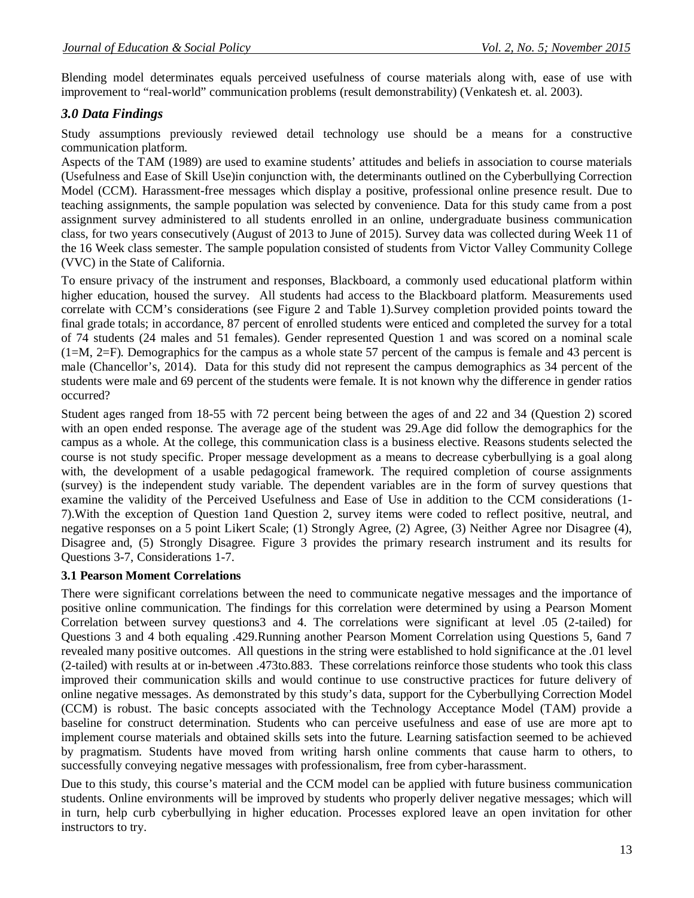Blending model determinates equals perceived usefulness of course materials along with, ease of use with improvement to "real-world" communication problems (result demonstrability) (Venkatesh et. al. 2003).

## *3.0 Data Findings*

Study assumptions previously reviewed detail technology use should be a means for a constructive communication platform.

Aspects of the TAM (1989) are used to examine students' attitudes and beliefs in association to course materials (Usefulness and Ease of Skill Use)in conjunction with, the determinants outlined on the Cyberbullying Correction Model (CCM). Harassment-free messages which display a positive, professional online presence result. Due to teaching assignments, the sample population was selected by convenience. Data for this study came from a post assignment survey administered to all students enrolled in an online, undergraduate business communication class, for two years consecutively (August of 2013 to June of 2015). Survey data was collected during Week 11 of the 16 Week class semester. The sample population consisted of students from Victor Valley Community College (VVC) in the State of California.

To ensure privacy of the instrument and responses, Blackboard, a commonly used educational platform within higher education, housed the survey. All students had access to the Blackboard platform. Measurements used correlate with CCM's considerations (see Figure 2 and Table 1).Survey completion provided points toward the final grade totals; in accordance, 87 percent of enrolled students were enticed and completed the survey for a total of 74 students (24 males and 51 females). Gender represented Question 1 and was scored on a nominal scale (1=M, 2=F). Demographics for the campus as a whole state 57 percent of the campus is female and 43 percent is male (Chancellor's, 2014). Data for this study did not represent the campus demographics as 34 percent of the students were male and 69 percent of the students were female. It is not known why the difference in gender ratios occurred?

Student ages ranged from 18-55 with 72 percent being between the ages of and 22 and 34 (Question 2) scored with an open ended response. The average age of the student was 29.Age did follow the demographics for the campus as a whole. At the college, this communication class is a business elective. Reasons students selected the course is not study specific. Proper message development as a means to decrease cyberbullying is a goal along with, the development of a usable pedagogical framework. The required completion of course assignments (survey) is the independent study variable. The dependent variables are in the form of survey questions that examine the validity of the Perceived Usefulness and Ease of Use in addition to the CCM considerations (1-7).With the exception of Question 1and Question 2, survey items were coded to reflect positive, neutral, and negative responses on a 5 point Likert Scale; (1) Strongly Agree, (2) Agree, (3) Neither Agree nor Disagree (4), Disagree and, (5) Strongly Disagree. Figure 3 provides the primary research instrument and its results for Questions 3-7, Considerations 1-7.

### 3.1 Pearson Moment Correlations

There were significant correlations between the need to communicate negative messages and the importance of positive online communication. The findings for this correlation were determined by using a Pearson Moment Correlation between survey questions3 and 4. The correlations were significant at level .05 (2-tailed) for Questions 3 and 4 both equaling .429.Running another Pearson Moment Correlation using Questions 5, 6and 7 revealed many positive outcomes. All questions in the string were established to hold significance at the .01 level (2-tailed) with results at or in-between .473to.883. These correlations reinforce those students who took this class improved their communication skills and would continue to use constructive practices for future delivery of online negative messages. As demonstrated by this study's data, support for the Cyberbullying Correction Model (CCM) is robust. The basic concepts associated with the Technology Acceptance Model (TAM) provide a baseline for construct determination. Students who can perceive usefulness and ease of use are more apt to implement course materials and obtained skills sets into the future. Learning satisfaction seemed to be achieved by pragmatism. Students have moved from writing harsh online comments that cause harm to others, to successfully conveying negative messages with professionalism, free from cyber-harassment.

Due to this study, this course's material and the CCM model can be applied with future business communication students. Online environments will be improved by students who properly deliver negative messages; which will in turn, help curb cyberbullying in higher education. Processes explored leave an open invitation for other instructors to try.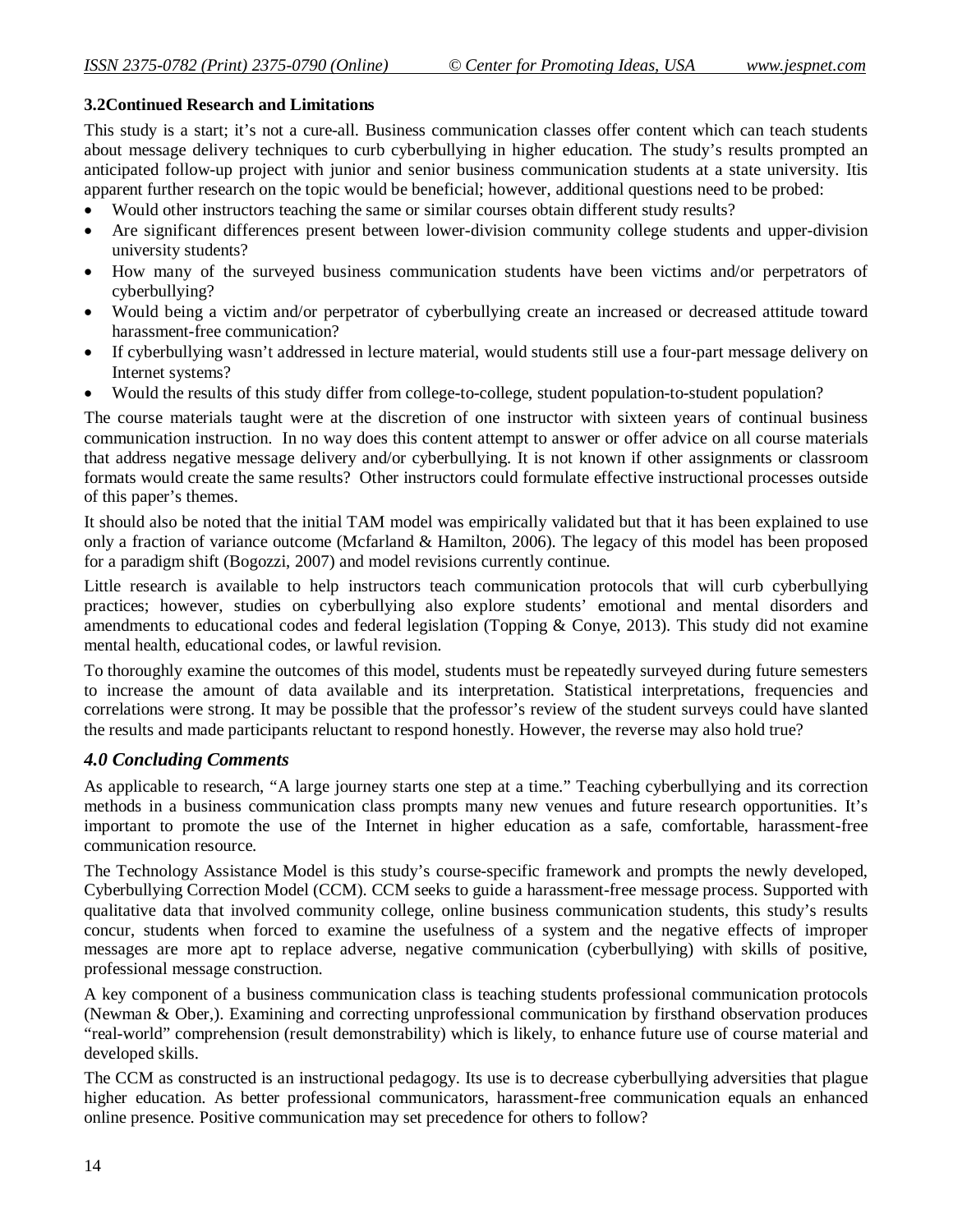### 3.2Continued Research and Limitations

This study is a start; it's not a cure-all. Business communication classes offer content which can teach students about message delivery techniques to curb cyberbullying in higher education. The study's results prompted an anticipated follow-up project with junior and senior business communication students at a state university. Itis apparent further research on the topic would be beneficial; however, additional questions need to be probed:

- Would other instructors teaching the same or similar courses obtain different study results?
- Are significant differences present between lower-division community college students and upper-division university students?
- How many of the surveyed business communication students have been victims and/or perpetrators of cyberbullying?
- Would being a victim and/or perpetrator of cyberbullying create an increased or decreased attitude toward harassment-free communication?
- If cyberbullying wasn't addressed in lecture material, would students still use a four-part message delivery on Internet systems?
- Would the results of this study differ from college-to-college, student population-to-student population?

The course materials taught were at the discretion of one instructor with sixteen years of continual business communication instruction. In no way does this content attempt to answer or offer advice on all course materials that address negative message delivery and/or cyberbullying. It is not known if other assignments or classroom formats would create the same results? Other instructors could formulate effective instructional processes outside of this paper's themes.

It should also be noted that the initial TAM model was empirically validated but that it has been explained to use only a fraction of variance outcome (Mcfarland & Hamilton, 2006). The legacy of this model has been proposed for a paradigm shift (Bogozzi, 2007) and model revisions currently continue.

Little research is available to help instructors teach communication protocols that will curb cyberbullying practices; however, studies on cyberbullying also explore students' emotional and mental disorders and amendments to educational codes and federal legislation (Topping & Conye, 2013). This study did not examine mental health, educational codes, or lawful revision.

To thoroughly examine the outcomes of this model, students must be repeatedly surveyed during future semesters to increase the amount of data available and its interpretation. Statistical interpretations, frequencies and correlations were strong. It may be possible that the professor's review of the student surveys could have slanted the results and made participants reluctant to respond honestly. However, the reverse may also hold true?

## *4.0 Concluding Comments*

As applicable to research, "A large journey starts one step at a time." Teaching cyberbullying and its correction methods in a business communication class prompts many new venues and future research opportunities. It's important to promote the use of the Internet in higher education as a safe, comfortable, harassment-free communication resource.

The Technology Assistance Model is this study's course-specific framework and prompts the newly developed, Cyberbullying Correction Model (CCM). CCM seeks to guide a harassment-free message process. Supported with qualitative data that involved community college, online business communication students, this study's results concur, students when forced to examine the usefulness of a system and the negative effects of improper messages are more apt to replace adverse, negative communication (cyberbullying) with skills of positive, professional message construction.

A key component of a business communication class is teaching students professional communication protocols (Newman & Ober,). Examining and correcting unprofessional communication by firsthand observation produces "real-world" comprehension (result demonstrability) which is likely, to enhance future use of course material and developed skills.

The CCM as constructed is an instructional pedagogy. Its use is to decrease cyberbullying adversities that plague higher education. As better professional communicators, harassment-free communication equals an enhanced online presence. Positive communication may set precedence for others to follow?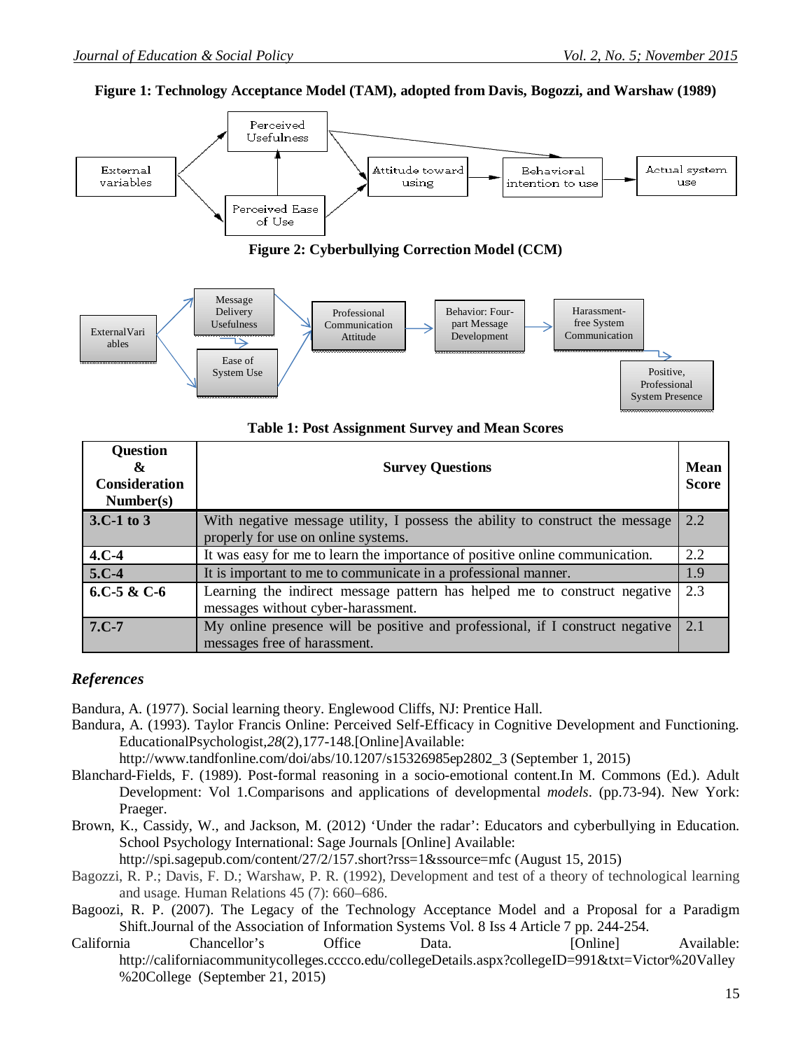**Figure 1: Technology Acceptance Model (TAM), adopted from Davis, Bogozzi, and Warshaw (1989)**

**Figure 2: Cyberbullying Correction Model (CCM)**

**Table 1: Post Assignment Survey and Mean Scores**

| Question & Consideration Number(s) | Survey Questions | Mean Score |
|---|---|---|
| **3.C-1 to 3** | With negative message utility, I possess the ability to construct the message properly for use on online systems. | 2.2 |
| **4.C-4** | It was easy for me to learn the importance of positive online communication. | 2.2 |
| **5.C-4** | It is important to me to communicate in a professional manner. | 1.9 |
| **6.C-5 & C-6** | Learning the indirect message pattern has helped me to construct negative messages without cyber-harassment. | 2.3 |
| **7.C-7** | My online presence will be positive and professional, if I construct negative messages free of harassment. | 2.1 |

## *References*

Bandura, A. (1977). Social learning theory. Englewood Cliffs, NJ: Prentice Hall.

Bandura, A. (1993). Taylor Francis Online: Perceived Self-Efficacy in Cognitive Development and Functioning. EducationalPsychologist,*28*(2),177-148.[Online]Available: http://www.tandfonline.com/doi/abs/10.1207/s15326985ep2802_3 (September 1, 2015)

Blanchard-Fields, F. (1989). Post-formal reasoning in a socio-emotional content.In M. Commons (Ed.). Adult Development: Vol 1.Comparisons and applications of developmental *models*. (pp.73-94). New York: Praeger.

Brown, K., Cassidy, W., and Jackson, M. (2012) 'Under the radar': Educators and cyberbullying in Education. School Psychology International: Sage Journals [Online] Available: http://spi.sagepub.com/content/27/2/157.short?rss=1&ssource=mfc (August 15, 2015)

Bagozzi, R. P.; Davis, F. D.; Warshaw, P. R. (1992), Development and test of a theory of technological learning and usage. Human Relations 45 (7): 660–686.

Bagoozi, R. P. (2007). The Legacy of the Technology Acceptance Model and a Proposal for a Paradigm Shift.Journal of the Association of Information Systems Vol. 8 Iss 4 Article 7 pp. 244-254.

California Chancellor's Office Data. [Online] Available: http://californiacommunitycolleges.cccco.edu/collegeDetails.aspx?collegeID=991&txt=Victor%20Valley%20College (September 21, 2015)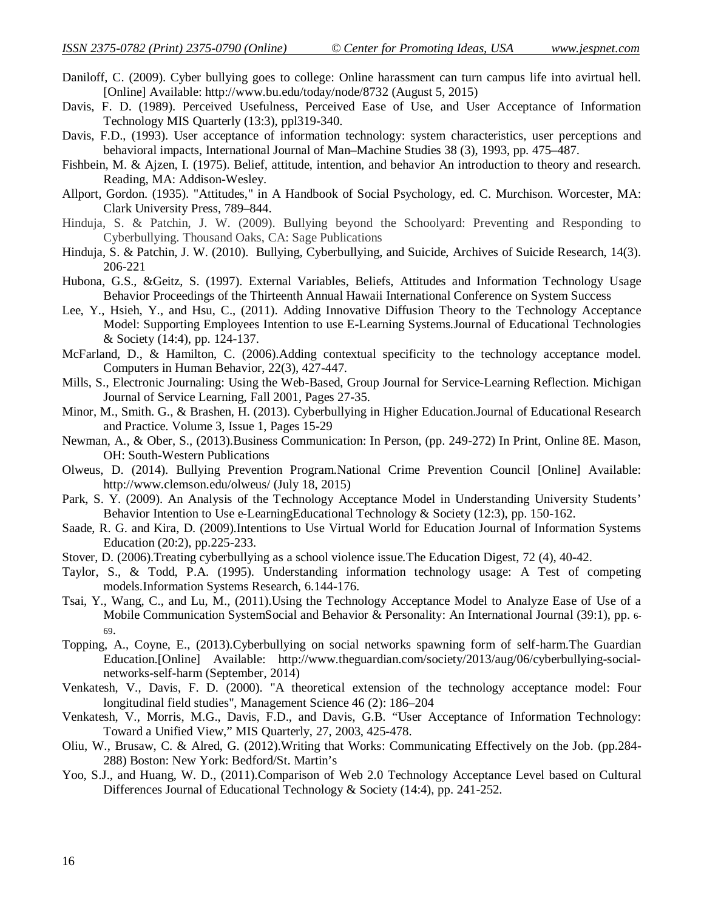Daniloff, C. (2009). Cyber bullying goes to college: Online harassment can turn campus life into avirtual hell. [Online] Available: http://www.bu.edu/today/node/8732 (August 5, 2015)

Davis, F. D. (1989). Perceived Usefulness, Perceived Ease of Use, and User Acceptance of Information Technology MIS Quarterly (13:3), ppl319-340.

Davis, F.D., (1993). User acceptance of information technology: system characteristics, user perceptions and behavioral impacts, International Journal of Man–Machine Studies 38 (3), 1993, pp. 475–487.

Fishbein, M. & Ajzen, I. (1975). Belief, attitude, intention, and behavior An introduction to theory and research. Reading, MA: Addison-Wesley.

Allport, Gordon. (1935). "Attitudes," in A Handbook of Social Psychology, ed. C. Murchison. Worcester, MA: Clark University Press, 789–844.

Hinduja, S. & Patchin, J. W. (2009). Bullying beyond the Schoolyard: Preventing and Responding to Cyberbullying. Thousand Oaks, CA: Sage Publications

Hinduja, S. & Patchin, J. W. (2010). Bullying, Cyberbullying, and Suicide, Archives of Suicide Research, 14(3). 206-221

Hubona, G.S., &Geitz, S. (1997). External Variables, Beliefs, Attitudes and Information Technology Usage Behavior Proceedings of the Thirteenth Annual Hawaii International Conference on System Success

Lee, Y., Hsieh, Y., and Hsu, C., (2011). Adding Innovative Diffusion Theory to the Technology Acceptance Model: Supporting Employees Intention to use E-Learning Systems.Journal of Educational Technologies & Society (14:4), pp. 124-137.

McFarland, D., & Hamilton, C. (2006).Adding contextual specificity to the technology acceptance model. Computers in Human Behavior, 22(3), 427-447.

Mills, S., Electronic Journaling: Using the Web-Based, Group Journal for Service-Learning Reflection. Michigan Journal of Service Learning, Fall 2001, Pages 27-35.

Minor, M., Smith. G., & Brashen, H. (2013). Cyberbullying in Higher Education.Journal of Educational Research and Practice. Volume 3, Issue 1, Pages 15-29

Newman, A., & Ober, S., (2013).Business Communication: In Person, (pp. 249-272) In Print, Online 8E. Mason, OH: South-Western Publications

Olweus, D. (2014). Bullying Prevention Program.National Crime Prevention Council [Online] Available: http://www.clemson.edu/olweus/ (July 18, 2015)

Park, S. Y. (2009). An Analysis of the Technology Acceptance Model in Understanding University Students' Behavior Intention to Use e-LearningEducational Technology & Society (12:3), pp. 150-162.

Saade, R. G. and Kira, D. (2009).Intentions to Use Virtual World for Education Journal of Information Systems Education (20:2), pp.225-233.

Stover, D. (2006).Treating cyberbullying as a school violence issue.The Education Digest, 72 (4), 40-42.

Taylor, S., & Todd, P.A. (1995). Understanding information technology usage: A Test of competing models.Information Systems Research, 6.144-176.

Tsai, Y., Wang, C., and Lu, M., (2011).Using the Technology Acceptance Model to Analyze Ease of Use of a Mobile Communication SystemSocial and Behavior & Personality: An International Journal (39:1), pp. 6-69.

Topping, A., Coyne, E., (2013).Cyberbullying on social networks spawning form of self-harm.The Guardian Education.[Online] Available: http://www.theguardian.com/society/2013/aug/06/cyberbullying-social-networks-self-harm (September, 2014)

Venkatesh, V., Davis, F. D. (2000). "A theoretical extension of the technology acceptance model: Four longitudinal field studies", Management Science 46 (2): 186–204

Venkatesh, V., Morris, M.G., Davis, F.D., and Davis, G.B. "User Acceptance of Information Technology: Toward a Unified View," MIS Quarterly, 27, 2003, 425-478.

Oliu, W., Brusaw, C. & Alred, G. (2012).Writing that Works: Communicating Effectively on the Job. (pp.284-288) Boston: New York: Bedford/St. Martin's

Yoo, S.J., and Huang, W. D., (2011).Comparison of Web 2.0 Technology Acceptance Level based on Cultural Differences Journal of Educational Technology & Society (14:4), pp. 241-252.